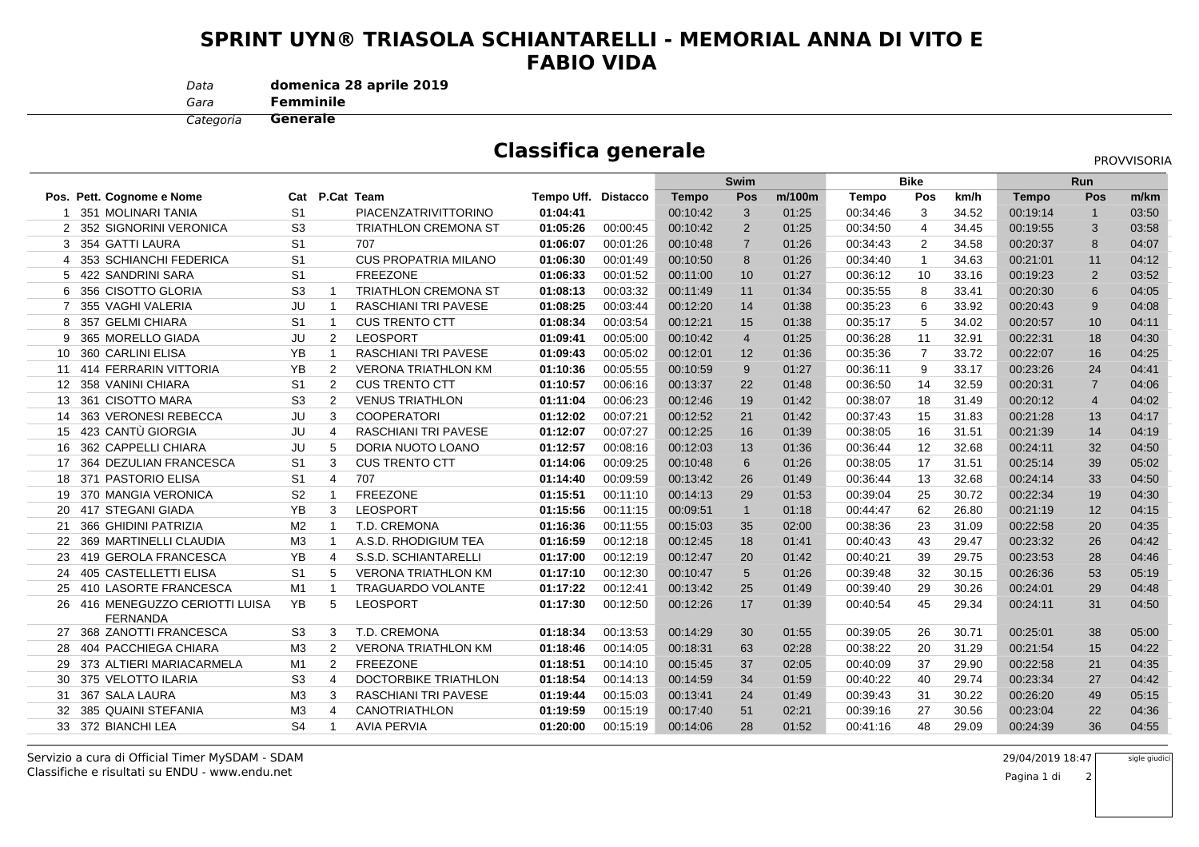# SPRINT UYN® TRIASOLA SCHIANTARELLI - MEMORIAL ANNA DI VITO E FABIO VIDA

*Data* **domenica 28 aprile 2019**
*Gara* **Femminile**
*Categoria* **Generale**

## Classifica generale

PROVVISORIA

| | | | | | | | | Swim | | | Bike | | | Run | | |
|---|---|---|---|---|---|---|---|---|---|---|---|---|---|---|---|---|
| Pos. | Pett. | Cognome e Nome | Cat | P.Cat | Team | Tempo Uff. | Distacco | Tempo | Pos | m/100m | Tempo | Pos | km/h | Tempo | Pos | m/km |
| 1 | 351 | MOLINARI TANIA | S1 | | PIACENZATRIVITTORINO | **01:04:41** | | 00:10:42 | 3 | 01:25 | 00:34:46 | 3 | 34.52 | 00:19:14 | 1 | 03:50 |
| 2 | 352 | SIGNORINI VERONICA | S3 | | TRIATHLON CREMONA ST | **01:05:26** | 00:00:45 | 00:10:42 | 2 | 01:25 | 00:34:50 | 4 | 34.45 | 00:19:55 | 3 | 03:58 |
| 3 | 354 | GATTI LAURA | S1 | | 707 | **01:06:07** | 00:01:26 | 00:10:48 | 7 | 01:26 | 00:34:43 | 2 | 34.58 | 00:20:37 | 8 | 04:07 |
| 4 | 353 | SCHIANCHI FEDERICA | S1 | | CUS PROPATRIA MILANO | **01:06:30** | 00:01:49 | 00:10:50 | 8 | 01:26 | 00:34:40 | 1 | 34.63 | 00:21:01 | 11 | 04:12 |
| 5 | 422 | SANDRINI SARA | S1 | | FREEZONE | **01:06:33** | 00:01:52 | 00:11:00 | 10 | 01:27 | 00:36:12 | 10 | 33.16 | 00:19:23 | 2 | 03:52 |
| 6 | 356 | CISOTTO GLORIA | S3 | 1 | TRIATHLON CREMONA ST | **01:08:13** | 00:03:32 | 00:11:49 | 11 | 01:34 | 00:35:55 | 8 | 33.41 | 00:20:30 | 6 | 04:05 |
| 7 | 355 | VAGHI VALERIA | JU | 1 | RASCHIANI TRI PAVESE | **01:08:25** | 00:03:44 | 00:12:20 | 14 | 01:38 | 00:35:23 | 6 | 33.92 | 00:20:43 | 9 | 04:08 |
| 8 | 357 | GELMI CHIARA | S1 | 1 | CUS TRENTO CTT | **01:08:34** | 00:03:54 | 00:12:21 | 15 | 01:38 | 00:35:17 | 5 | 34.02 | 00:20:57 | 10 | 04:11 |
| 9 | 365 | MORELLO GIADA | JU | 2 | LEOSPORT | **01:09:41** | 00:05:00 | 00:10:42 | 4 | 01:25 | 00:36:28 | 11 | 32.91 | 00:22:31 | 18 | 04:30 |
| 10 | 360 | CARLINI ELISA | YB | 1 | RASCHIANI TRI PAVESE | **01:09:43** | 00:05:02 | 00:12:01 | 12 | 01:36 | 00:35:36 | 7 | 33.72 | 00:22:07 | 16 | 04:25 |
| 11 | 414 | FERRARIN VITTORIA | YB | 2 | VERONA TRIATHLON KM | **01:10:36** | 00:05:55 | 00:10:59 | 9 | 01:27 | 00:36:11 | 9 | 33.17 | 00:23:26 | 24 | 04:41 |
| 12 | 358 | VANINI CHIARA | S1 | 2 | CUS TRENTO CTT | **01:10:57** | 00:06:16 | 00:13:37 | 22 | 01:48 | 00:36:50 | 14 | 32.59 | 00:20:31 | 7 | 04:06 |
| 13 | 361 | CISOTTO MARA | S3 | 2 | VENUS TRIATHLON | **01:11:04** | 00:06:23 | 00:12:46 | 19 | 01:42 | 00:38:07 | 18 | 31.49 | 00:20:12 | 4 | 04:02 |
| 14 | 363 | VERONESI REBECCA | JU | 3 | COOPERATORI | **01:12:02** | 00:07:21 | 00:12:52 | 21 | 01:42 | 00:37:43 | 15 | 31.83 | 00:21:28 | 13 | 04:17 |
| 15 | 423 | CANTÙ GIORGIA | JU | 4 | RASCHIANI TRI PAVESE | **01:12:07** | 00:07:27 | 00:12:25 | 16 | 01:39 | 00:38:05 | 16 | 31.51 | 00:21:39 | 14 | 04:19 |
| 16 | 362 | CAPPELLI CHIARA | JU | 5 | DORIA NUOTO LOANO | **01:12:57** | 00:08:16 | 00:12:03 | 13 | 01:36 | 00:36:44 | 12 | 32.68 | 00:24:11 | 32 | 04:50 |
| 17 | 364 | DEZULIAN FRANCESCA | S1 | 3 | CUS TRENTO CTT | **01:14:06** | 00:09:25 | 00:10:48 | 6 | 01:26 | 00:38:05 | 17 | 31.51 | 00:25:14 | 39 | 05:02 |
| 18 | 371 | PASTORIO ELISA | S1 | 4 | 707 | **01:14:40** | 00:09:59 | 00:13:42 | 26 | 01:49 | 00:36:44 | 13 | 32.68 | 00:24:14 | 33 | 04:50 |
| 19 | 370 | MANGIA VERONICA | S2 | 1 | FREEZONE | **01:15:51** | 00:11:10 | 00:14:13 | 29 | 01:53 | 00:39:04 | 25 | 30.72 | 00:22:34 | 19 | 04:30 |
| 20 | 417 | STEGANI GIADA | YB | 3 | LEOSPORT | **01:15:56** | 00:11:15 | 00:09:51 | 1 | 01:18 | 00:44:47 | 62 | 26.80 | 00:21:19 | 12 | 04:15 |
| 21 | 366 | GHIDINI PATRIZIA | M2 | 1 | T.D. CREMONA | **01:16:36** | 00:11:55 | 00:15:03 | 35 | 02:00 | 00:38:36 | 23 | 31.09 | 00:22:58 | 20 | 04:35 |
| 22 | 369 | MARTINELLI CLAUDIA | M3 | 1 | A.S.D. RHODIGIUM TEA | **01:16:59** | 00:12:18 | 00:12:45 | 18 | 01:41 | 00:40:43 | 43 | 29.47 | 00:23:32 | 26 | 04:42 |
| 23 | 419 | GEROLA FRANCESCA | YB | 4 | S.S.D. SCHIANTARELLI | **01:17:00** | 00:12:19 | 00:12:47 | 20 | 01:42 | 00:40:21 | 39 | 29.75 | 00:23:53 | 28 | 04:46 |
| 24 | 405 | CASTELLETTI ELISA | S1 | 5 | VERONA TRIATHLON KM | **01:17:10** | 00:12:30 | 00:10:47 | 5 | 01:26 | 00:39:48 | 32 | 30.15 | 00:26:36 | 53 | 05:19 |
| 25 | 410 | LASORTE FRANCESCA | M1 | 1 | TRAGUARDO VOLANTE | **01:17:22** | 00:12:41 | 00:13:42 | 25 | 01:49 | 00:39:40 | 29 | 30.26 | 00:24:01 | 29 | 04:48 |
| 26 | 416 | MENEGUZZO CERIOTTI LUISA FERNANDA | YB | 5 | LEOSPORT | **01:17:30** | 00:12:50 | 00:12:26 | 17 | 01:39 | 00:40:54 | 45 | 29.34 | 00:24:11 | 31 | 04:50 |
| 27 | 368 | ZANOTTI FRANCESCA | S3 | 3 | T.D. CREMONA | **01:18:34** | 00:13:53 | 00:14:29 | 30 | 01:55 | 00:39:05 | 26 | 30.71 | 00:25:01 | 38 | 05:00 |
| 28 | 404 | PACCHIEGA CHIARA | M3 | 2 | VERONA TRIATHLON KM | **01:18:46** | 00:14:05 | 00:18:31 | 63 | 02:28 | 00:38:22 | 20 | 31.29 | 00:21:54 | 15 | 04:22 |
| 29 | 373 | ALTIERI MARIACARMELA | M1 | 2 | FREEZONE | **01:18:51** | 00:14:10 | 00:15:45 | 37 | 02:05 | 00:40:09 | 37 | 29.90 | 00:22:58 | 21 | 04:35 |
| 30 | 375 | VELOTTO ILARIA | S3 | 4 | DOCTORBIKE TRIATHLON | **01:18:54** | 00:14:13 | 00:14:59 | 34 | 01:59 | 00:40:22 | 40 | 29.74 | 00:23:34 | 27 | 04:42 |
| 31 | 367 | SALA LAURA | M3 | 3 | RASCHIANI TRI PAVESE | **01:19:44** | 00:15:03 | 00:13:41 | 24 | 01:49 | 00:39:43 | 31 | 30.22 | 00:26:20 | 49 | 05:15 |
| 32 | 385 | QUAINI STEFANIA | M3 | 4 | CANOTRIATHLON | **01:19:59** | 00:15:19 | 00:17:40 | 51 | 02:21 | 00:39:16 | 27 | 30.56 | 00:23:04 | 22 | 04:36 |
| 33 | 372 | BIANCHI LEA | S4 | 1 | AVIA PERVIA | **01:20:00** | 00:15:19 | 00:14:06 | 28 | 01:52 | 00:41:16 | 48 | 29.09 | 00:24:39 | 36 | 04:55 |

Servizio a cura di Official Timer MySDAM - SDAM
Classifiche e risultati su ENDU - www.endu.net

29/04/2019 18:47

sigle giudici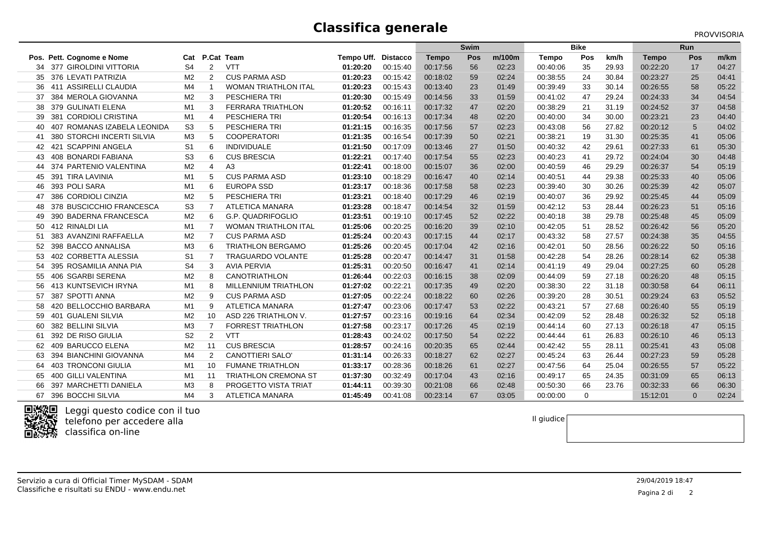# Classifica generale

PROVVISORIA

| Pos. | Pett. | Cognome e Nome | Cat | P.Cat | Team | Tempo Uff. | Distacco | Swim | | | Bike | | | Run | | |
|---|---|---|---|---|---|---|---|---|---|---|---|---|---|---|---|---|
| | | | | | | | | Tempo | Pos | m/100m | Tempo | Pos | km/h | Tempo | Pos | m/km |
| 34 | 377 | GIROLDINI VITTORIA | S4 | 2 | VTT | **01:20:20** | 00:15:40 | 00:17:56 | 56 | 02:23 | 00:40:06 | 35 | 29.93 | 00:22:20 | 17 | 04:27 |
| 35 | 376 | LEVATI PATRIZIA | M2 | 2 | CUS PARMA ASD | **01:20:23** | 00:15:42 | 00:18:02 | 59 | 02:24 | 00:38:55 | 24 | 30.84 | 00:23:27 | 25 | 04:41 |
| 36 | 411 | ASSIRELLI CLAUDIA | M4 | 1 | WOMAN TRIATHLON ITAL | **01:20:23** | 00:15:43 | 00:13:40 | 23 | 01:49 | 00:39:49 | 33 | 30.14 | 00:26:55 | 58 | 05:22 |
| 37 | 384 | MEROLA GIOVANNA | M2 | 3 | PESCHIERA TRI | **01:20:30** | 00:15:49 | 00:14:56 | 33 | 01:59 | 00:41:02 | 47 | 29.24 | 00:24:33 | 34 | 04:54 |
| 38 | 379 | GULINATI ELENA | M1 | 3 | FERRARA TRIATHLON | **01:20:52** | 00:16:11 | 00:17:32 | 47 | 02:20 | 00:38:29 | 21 | 31.19 | 00:24:52 | 37 | 04:58 |
| 39 | 381 | CORDIOLI CRISTINA | M1 | 4 | PESCHIERA TRI | **01:20:54** | 00:16:13 | 00:17:34 | 48 | 02:20 | 00:40:00 | 34 | 30.00 | 00:23:21 | 23 | 04:40 |
| 40 | 407 | ROMANAS IZABELA LEONIDA | S3 | 5 | PESCHIERA TRI | **01:21:15** | 00:16:35 | 00:17:56 | 57 | 02:23 | 00:43:08 | 56 | 27.82 | 00:20:12 | 5 | 04:02 |
| 41 | 380 | STORCHI INCERTI SILVIA | M3 | 5 | COOPERATORI | **01:21:35** | 00:16:54 | 00:17:39 | 50 | 02:21 | 00:38:21 | 19 | 31.30 | 00:25:35 | 41 | 05:06 |
| 42 | 421 | SCAPPINI ANGELA | S1 | 6 | INDIVIDUALE | **01:21:50** | 00:17:09 | 00:13:46 | 27 | 01:50 | 00:40:32 | 42 | 29.61 | 00:27:33 | 61 | 05:30 |
| 43 | 408 | BONARDI FABIANA | S3 | 6 | CUS BRESCIA | **01:22:21** | 00:17:40 | 00:17:54 | 55 | 02:23 | 00:40:23 | 41 | 29.72 | 00:24:04 | 30 | 04:48 |
| 44 | 374 | PARTENIO VALENTINA | M2 | 4 | A3 | **01:22:41** | 00:18:00 | 00:15:07 | 36 | 02:00 | 00:40:59 | 46 | 29.29 | 00:26:37 | 54 | 05:19 |
| 45 | 391 | TIRA LAVINIA | M1 | 5 | CUS PARMA ASD | **01:23:10** | 00:18:29 | 00:16:47 | 40 | 02:14 | 00:40:51 | 44 | 29.38 | 00:25:33 | 40 | 05:06 |
| 46 | 393 | POLI SARA | M1 | 6 | EUROPA SSD | **01:23:17** | 00:18:36 | 00:17:58 | 58 | 02:23 | 00:39:40 | 30 | 30.26 | 00:25:39 | 42 | 05:07 |
| 47 | 386 | CORDIOLI CINZIA | M2 | 5 | PESCHIERA TRI | **01:23:21** | 00:18:40 | 00:17:29 | 46 | 02:19 | 00:40:07 | 36 | 29.92 | 00:25:45 | 44 | 05:09 |
| 48 | 378 | BUSCICCHIO FRANCESCA | S3 | 7 | ATLETICA MANARA | **01:23:28** | 00:18:47 | 00:14:54 | 32 | 01:59 | 00:42:12 | 53 | 28.44 | 00:26:23 | 51 | 05:16 |
| 49 | 390 | BADERNA FRANCESCA | M2 | 6 | G.P. QUADRIFOGLIO | **01:23:51** | 00:19:10 | 00:17:45 | 52 | 02:22 | 00:40:18 | 38 | 29.78 | 00:25:48 | 45 | 05:09 |
| 50 | 412 | RINALDI LIA | M1 | 7 | WOMAN TRIATHLON ITAL | **01:25:06** | 00:20:25 | 00:16:20 | 39 | 02:10 | 00:42:05 | 51 | 28.52 | 00:26:42 | 56 | 05:20 |
| 51 | 383 | AVANZINI RAFFAELLA | M2 | 7 | CUS PARMA ASD | **01:25:24** | 00:20:43 | 00:17:15 | 44 | 02:17 | 00:43:32 | 58 | 27.57 | 00:24:38 | 35 | 04:55 |
| 52 | 398 | BACCO ANNALISA | M3 | 6 | TRIATHLON BERGAMO | **01:25:26** | 00:20:45 | 00:17:04 | 42 | 02:16 | 00:42:01 | 50 | 28.56 | 00:26:22 | 50 | 05:16 |
| 53 | 402 | CORBETTA ALESSIA | S1 | 7 | TRAGUARDO VOLANTE | **01:25:28** | 00:20:47 | 00:14:47 | 31 | 01:58 | 00:42:28 | 54 | 28.26 | 00:28:14 | 62 | 05:38 |
| 54 | 395 | ROSAMILIA ANNA PIA | S4 | 3 | AVIA PERVIA | **01:25:31** | 00:20:50 | 00:16:47 | 41 | 02:14 | 00:41:19 | 49 | 29.04 | 00:27:25 | 60 | 05:28 |
| 55 | 406 | SGARBI SERENA | M2 | 8 | CANOTRIATHLON | **01:26:44** | 00:22:03 | 00:16:15 | 38 | 02:09 | 00:44:09 | 59 | 27.18 | 00:26:20 | 48 | 05:15 |
| 56 | 413 | KUNTSEVICH IRYNA | M1 | 8 | MILLENNIUM TRIATHLON | **01:27:02** | 00:22:21 | 00:17:35 | 49 | 02:20 | 00:38:30 | 22 | 31.18 | 00:30:58 | 64 | 06:11 |
| 57 | 387 | SPOTTI ANNA | M2 | 9 | CUS PARMA ASD | **01:27:05** | 00:22:24 | 00:18:22 | 60 | 02:26 | 00:39:20 | 28 | 30.51 | 00:29:24 | 63 | 05:52 |
| 58 | 420 | BELLOCCHIO BARBARA | M1 | 9 | ATLETICA MANARA | **01:27:47** | 00:23:06 | 00:17:47 | 53 | 02:22 | 00:43:21 | 57 | 27.68 | 00:26:40 | 55 | 05:19 |
| 59 | 401 | GUALENI SILVIA | M2 | 10 | ASD 226 TRIATHLON V. | **01:27:57** | 00:23:16 | 00:19:16 | 64 | 02:34 | 00:42:09 | 52 | 28.48 | 00:26:32 | 52 | 05:18 |
| 60 | 382 | BELLINI SILVIA | M3 | 7 | FORREST TRIATHLON | **01:27:58** | 00:23:17 | 00:17:26 | 45 | 02:19 | 00:44:14 | 60 | 27.13 | 00:26:18 | 47 | 05:15 |
| 61 | 392 | DE RISO GIULIA | S2 | 2 | VTT | **01:28:43** | 00:24:02 | 00:17:50 | 54 | 02:22 | 00:44:44 | 61 | 26.83 | 00:26:10 | 46 | 05:13 |
| 62 | 409 | BARUCCO ELENA | M2 | 11 | CUS BRESCIA | **01:28:57** | 00:24:16 | 00:20:35 | 65 | 02:44 | 00:42:42 | 55 | 28.11 | 00:25:41 | 43 | 05:08 |
| 63 | 394 | BIANCHINI GIOVANNA | M4 | 2 | CANOTTIERI SALO' | **01:31:14** | 00:26:33 | 00:18:27 | 62 | 02:27 | 00:45:24 | 63 | 26.44 | 00:27:23 | 59 | 05:28 |
| 64 | 403 | TRONCONI GIULIA | M1 | 10 | FUMANE TRIATHLON | **01:33:17** | 00:28:36 | 00:18:26 | 61 | 02:27 | 00:47:56 | 64 | 25.04 | 00:26:55 | 57 | 05:22 |
| 65 | 400 | GILLI VALENTINA | M1 | 11 | TRIATHLON CREMONA ST | **01:37:30** | 00:32:49 | 00:17:04 | 43 | 02:16 | 00:49:17 | 65 | 24.35 | 00:31:09 | 65 | 06:13 |
| 66 | 397 | MARCHETTI DANIELA | M3 | 8 | PROGETTO VISTA TRIAT | **01:44:11** | 00:39:30 | 00:21:08 | 66 | 02:48 | 00:50:30 | 66 | 23.76 | 00:32:33 | 66 | 06:30 |
| 67 | 396 | BOCCHI SILVIA | M4 | 3 | ATLETICA MANARA | **01:45:49** | 00:41:08 | 00:23:14 | 67 | 03:05 | 00:00:00 | 0 | | 15:12:01 | 0 | 02:24 |

Leggi questo codice con il tuo telefono per accedere alla classifica on-line

Il giudice

Servizio a cura di Official Timer MySDAM - SDAM
Classifiche e risultati su ENDU - www.endu.net

29/04/2019 18:47